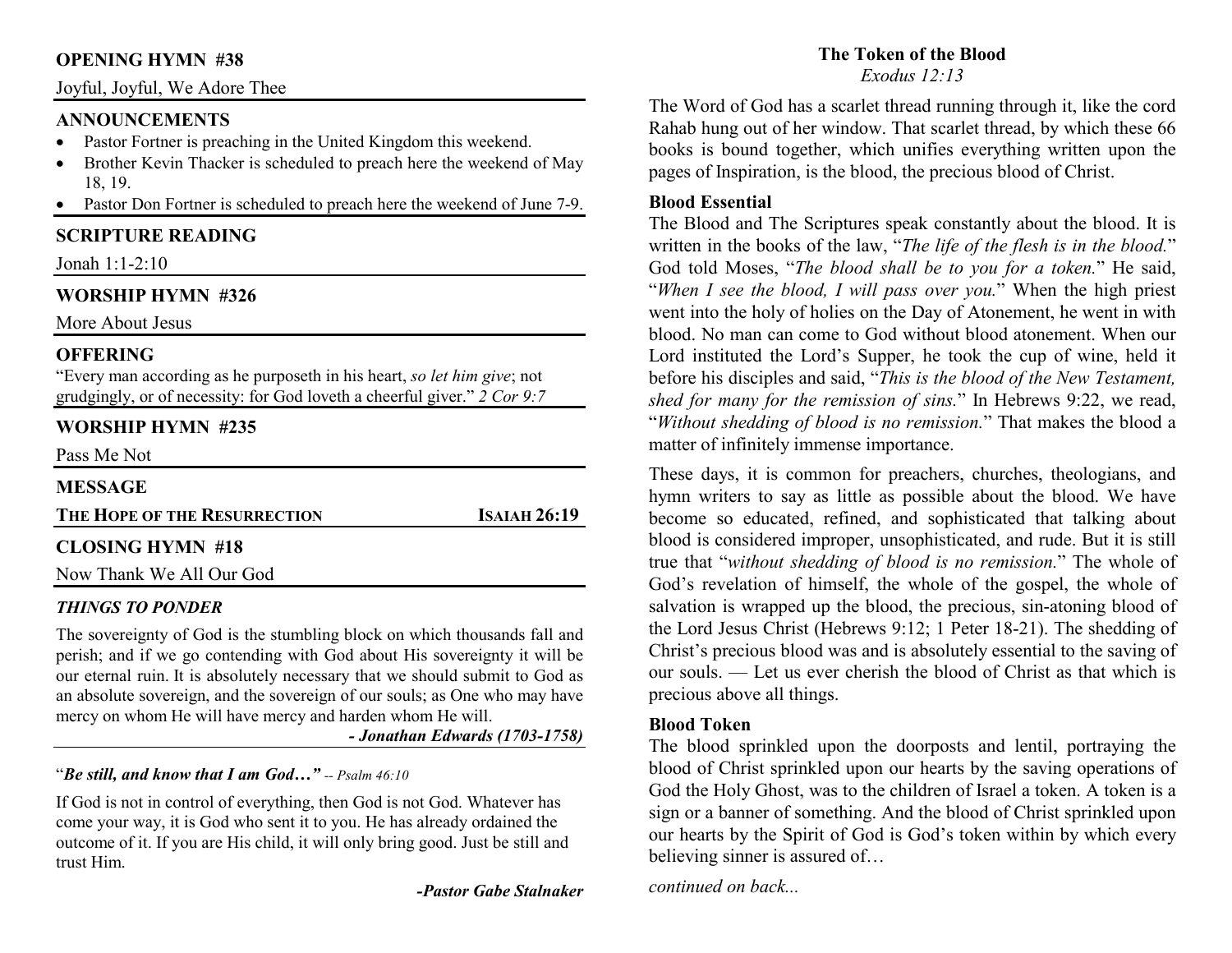## OPENING HYMN #38

Joyful, Joyful, We Adore Thee

## ANNOUNCEMENTS

- Pastor Fortner is preaching in the United Kingdom this weekend.
- Brother Kevin Thacker is scheduled to preach here the weekend of May 18, 19.
- Pastor Don Fortner is scheduled to preach here the weekend of June 7-9.

## SCRIPTURE READING

Jonah 1:1-2:10

## WORSHIP HYMN #326

More About Jesus

## OFFERING

"Every man according as he purposeth in his heart, *so let him give*; not grudgingly, or of necessity: for God loveth a cheerful giver." *2 Cor 9:7*

## WORSHIP HYMN #235

Pass Me Not

## MESSAGE

**THE HOPE OF THE RESURRECTION** — **ISAIAH 26:19**

## CLOSING HYMN #18

Now Thank We All Our God

### *THINGS TO PONDER*

The sovereignty of God is the stumbling block on which thousands fall and perish; and if we go contending with God about His sovereignty it will be our eternal ruin. It is absolutely necessary that we should submit to God as an absolute sovereign, and the sovereign of our souls; as One who may have mercy on whom He will have mercy and harden whom He will.

***- Jonathan Edwards (1703-1758)***

"***Be still, and know that I am God…"*** *-- Psalm 46:10*

If God is not in control of everything, then God is not God. Whatever has come your way, it is God who sent it to you. He has already ordained the outcome of it. If you are His child, it will only bring good. Just be still and trust Him.

***-Pastor Gabe Stalnaker***

## The Token of the Blood

*Exodus 12:13*

The Word of God has a scarlet thread running through it, like the cord Rahab hung out of her window. That scarlet thread, by which these 66 books is bound together, which unifies everything written upon the pages of Inspiration, is the blood, the precious blood of Christ.

### Blood Essential

The Blood and The Scriptures speak constantly about the blood. It is written in the books of the law, "*The life of the flesh is in the blood.*" God told Moses, "*The blood shall be to you for a token.*" He said, "*When I see the blood, I will pass over you.*" When the high priest went into the holy of holies on the Day of Atonement, he went in with blood. No man can come to God without blood atonement. When our Lord instituted the Lord's Supper, he took the cup of wine, held it before his disciples and said, "*This is the blood of the New Testament, shed for many for the remission of sins.*" In Hebrews 9:22, we read, "*Without shedding of blood is no remission.*" That makes the blood a matter of infinitely immense importance.

These days, it is common for preachers, churches, theologians, and hymn writers to say as little as possible about the blood. We have become so educated, refined, and sophisticated that talking about blood is considered improper, unsophisticated, and rude. But it is still true that "*without shedding of blood is no remission.*" The whole of God's revelation of himself, the whole of the gospel, the whole of salvation is wrapped up the blood, the precious, sin-atoning blood of the Lord Jesus Christ (Hebrews 9:12; 1 Peter 18-21). The shedding of Christ's precious blood was and is absolutely essential to the saving of our souls. — Let us ever cherish the blood of Christ as that which is precious above all things.

### Blood Token

The blood sprinkled upon the doorposts and lentil, portraying the blood of Christ sprinkled upon our hearts by the saving operations of God the Holy Ghost, was to the children of Israel a token. A token is a sign or a banner of something. And the blood of Christ sprinkled upon our hearts by the Spirit of God is God's token within by which every believing sinner is assured of…

*continued on back...*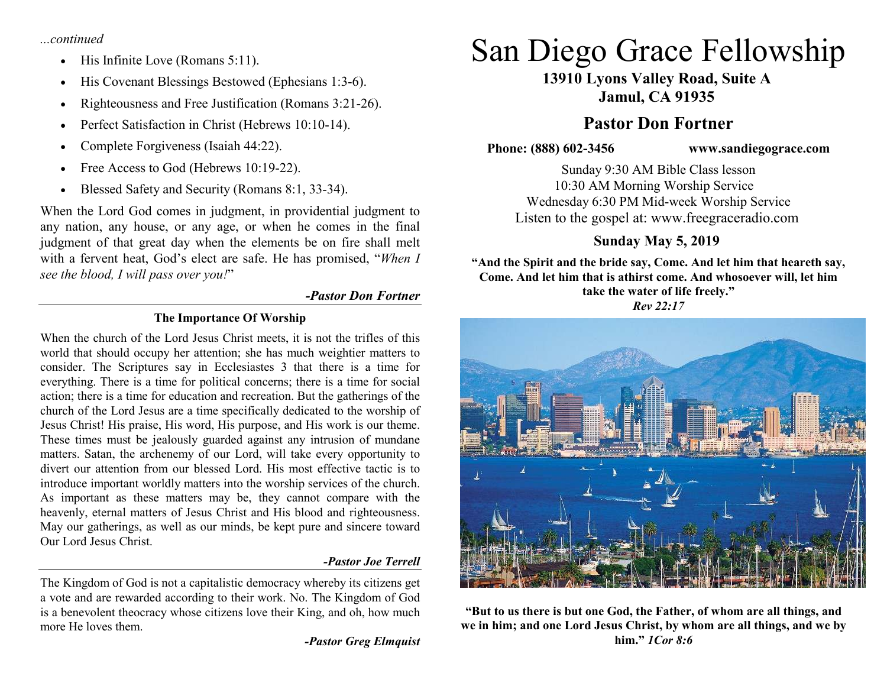*...continued*

- His Infinite Love (Romans 5:11).
- His Covenant Blessings Bestowed (Ephesians 1:3-6).
- Righteousness and Free Justification (Romans 3:21-26).
- Perfect Satisfaction in Christ (Hebrews 10:10-14).
- Complete Forgiveness (Isaiah 44:22).
- Free Access to God (Hebrews 10:19-22).
- Blessed Safety and Security (Romans 8:1, 33-34).

When the Lord God comes in judgment, in providential judgment to any nation, any house, or any age, or when he comes in the final judgment of that great day when the elements be on fire shall melt with a fervent heat, God's elect are safe. He has promised, "*When I see the blood, I will pass over you!*"

***-Pastor Don Fortner***

---

**The Importance Of Worship**

When the church of the Lord Jesus Christ meets, it is not the trifles of this world that should occupy her attention; she has much weightier matters to consider. The Scriptures say in Ecclesiastes 3 that there is a time for everything. There is a time for political concerns; there is a time for social action; there is a time for education and recreation. But the gatherings of the church of the Lord Jesus are a time specifically dedicated to the worship of Jesus Christ! His praise, His word, His purpose, and His work is our theme. These times must be jealously guarded against any intrusion of mundane matters. Satan, the archenemy of our Lord, will take every opportunity to divert our attention from our blessed Lord. His most effective tactic is to introduce important worldly matters into the worship services of the church. As important as these matters may be, they cannot compare with the heavenly, eternal matters of Jesus Christ and His blood and righteousness. May our gatherings, as well as our minds, be kept pure and sincere toward Our Lord Jesus Christ.

***-Pastor Joe Terrell***

---

The Kingdom of God is not a capitalistic democracy whereby its citizens get a vote and are rewarded according to their work. No. The Kingdom of God is a benevolent theocracy whose citizens love their King, and oh, how much more He loves them.

***-Pastor Greg Elmquist***

# San Diego Grace Fellowship

**13910 Lyons Valley Road, Suite A**
**Jamul, CA 91935**

## Pastor Don Fortner

**Phone: (888) 602-3456** **www.sandiegograce.com**

Sunday 9:30 AM Bible Class lesson
10:30 AM Morning Worship Service
Wednesday 6:30 PM Mid-week Worship Service
Listen to the gospel at: www.freegraceradio.com

### Sunday May 5, 2019

**"And the Spirit and the bride say, Come. And let him that heareth say, Come. And let him that is athirst come. And whosoever will, let him take the water of life freely."**
***Rev 22:17***

**"But to us there is but one God, the Father, of whom are all things, and we in him; and one Lord Jesus Christ, by whom are all things, and we by him."** ***1Cor 8:6***